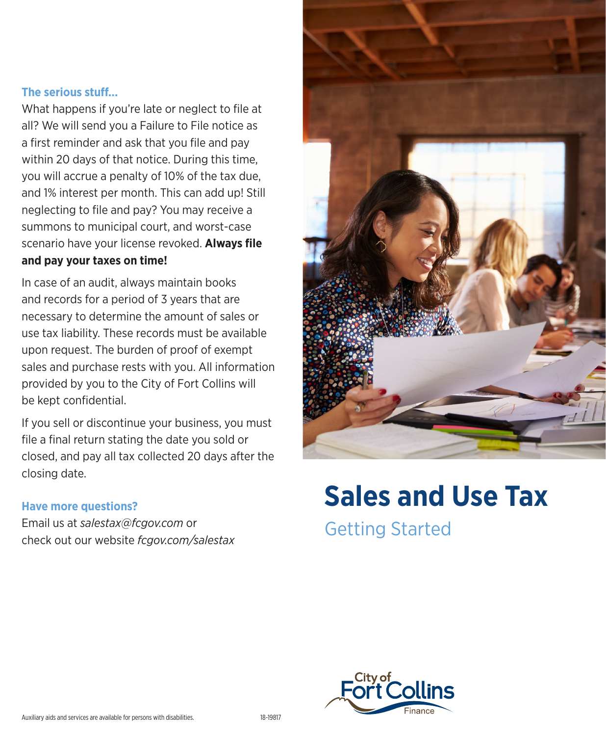### The serious stuff...

What happens if you're late or neglect to file at all? We will send you a Failure to File notice as a first reminder and ask that you file and pay within 20 days of that notice. During this time, you will accrue a penalty of 10% of the tax due, and 1% interest per month. This can add up! Still neglecting to file and pay? You may receive a summons to municipal court, and worst-case scenario have your license revoked. **Always file and pay your taxes on time!**

In case of an audit, always maintain books and records for a period of 3 years that are necessary to determine the amount of sales or use tax liability. These records must be available upon request. The burden of proof of exempt sales and purchase rests with you. All information provided by you to the City of Fort Collins will be kept confidential.

If you sell or discontinue your business, you must file a final return stating the date you sold or closed, and pay all tax collected 20 days after the closing date.

### Have more questions?

Email us at *salestax@fcgov.com* or check out our website *fcgov.com/salestax*

Auxiliary aids and services are available for persons with disabilities.

18-19817

# Sales and Use Tax

## Getting Started

City of Fort Collins Finance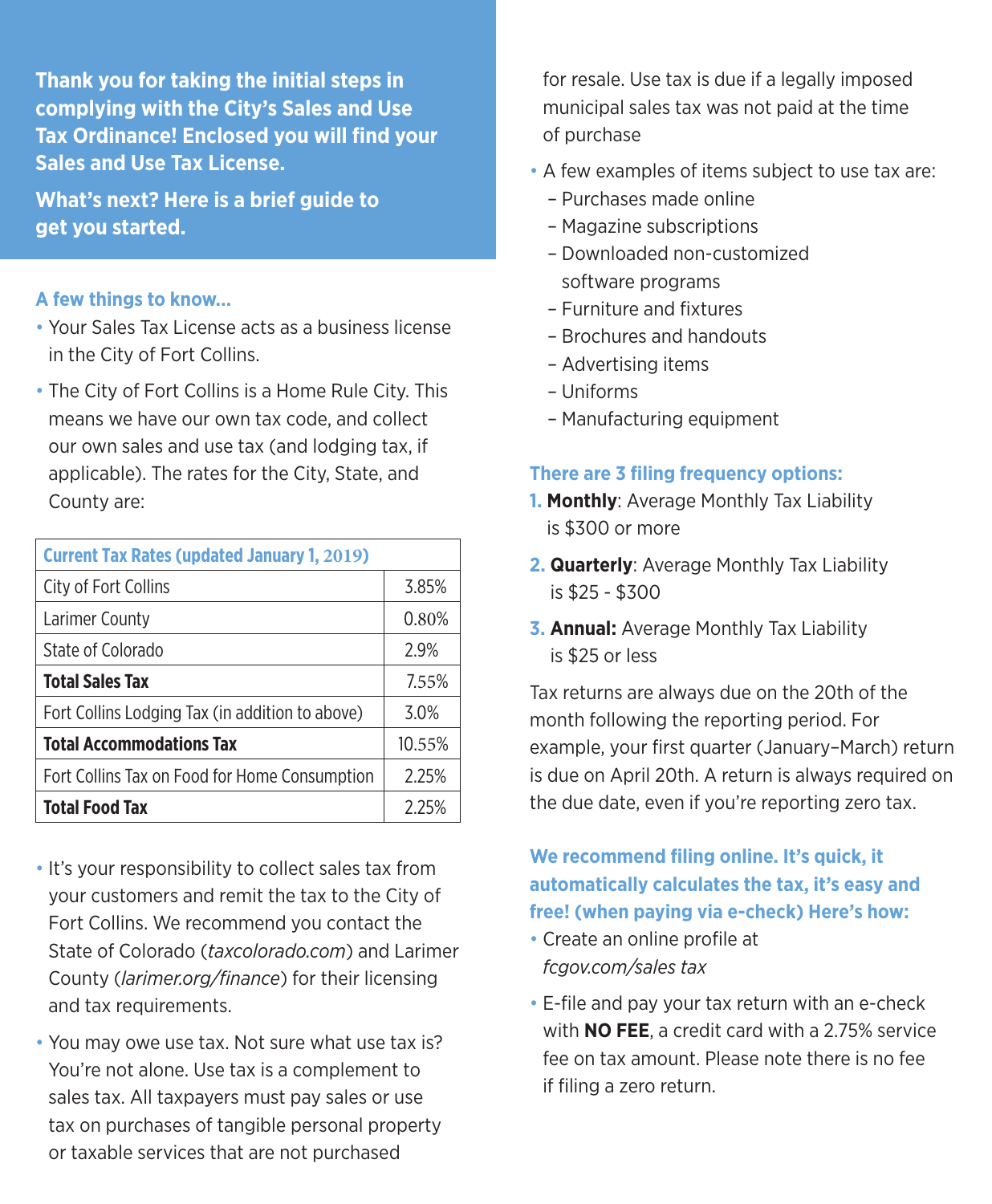**Thank you for taking the initial steps in complying with the City's Sales and Use Tax Ordinance! Enclosed you will find your Sales and Use Tax License.**

**What's next? Here is a brief guide to get you started.**

### A few things to know...

- Your Sales Tax License acts as a business license in the City of Fort Collins.
- The City of Fort Collins is a Home Rule City. This means we have our own tax code, and collect our own sales and use tax (and lodging tax, if applicable). The rates for the City, State, and County are:

| Current Tax Rates (updated January 1, 2019) | |
|---|---|
| City of Fort Collins | 3.85% |
| Larimer County | 0.80% |
| State of Colorado | 2.9% |
| **Total Sales Tax** | 7.55% |
| Fort Collins Lodging Tax (in addition to above) | 3.0% |
| **Total Accommodations Tax** | 10.55% |
| Fort Collins Tax on Food for Home Consumption | 2.25% |
| **Total Food Tax** | 2.25% |

- It's your responsibility to collect sales tax from your customers and remit the tax to the City of Fort Collins. We recommend you contact the State of Colorado (*taxcolorado.com*) and Larimer County (*larimer.org/finance*) for their licensing and tax requirements.
- You may owe use tax. Not sure what use tax is? You're not alone. Use tax is a complement to sales tax. All taxpayers must pay sales or use tax on purchases of tangible personal property or taxable services that are not purchased for resale. Use tax is due if a legally imposed municipal sales tax was not paid at the time of purchase
- A few examples of items subject to use tax are:
  - Purchases made online
  - Magazine subscriptions
  - Downloaded non-customized software programs
  - Furniture and fixtures
  - Brochures and handouts
  - Advertising items
  - Uniforms
  - Manufacturing equipment

### There are 3 filing frequency options:

1. **Monthly**: Average Monthly Tax Liability is $300 or more
2. **Quarterly**: Average Monthly Tax Liability is $25 - $300
3. **Annual:** Average Monthly Tax Liability is $25 or less

Tax returns are always due on the 20th of the month following the reporting period. For example, your first quarter (January–March) return is due on April 20th. A return is always required on the due date, even if you're reporting zero tax.

### We recommend filing online. It's quick, it automatically calculates the tax, it's easy and free! (when paying via e-check) Here's how:

- Create an online profile at *fcgov.com/sales tax*
- E-file and pay your tax return with an e-check with **NO FEE**, a credit card with a 2.75% service fee on tax amount. Please note there is no fee if filing a zero return.